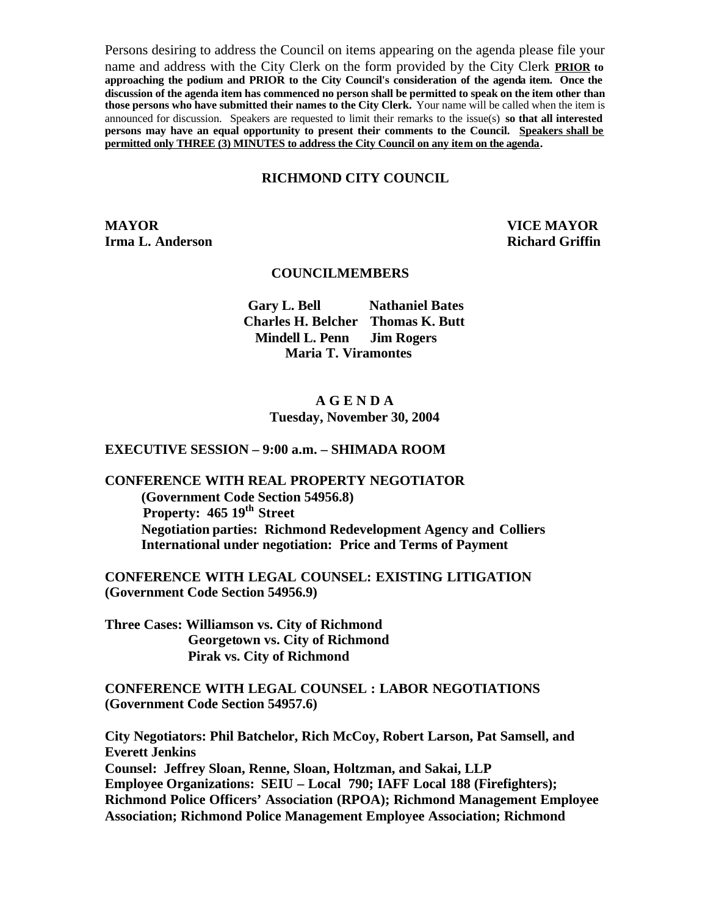Persons desiring to address the Council on items appearing on the agenda please file your name and address with the City Clerk on the form provided by the City Clerk **PRIOR to approaching the podium and PRIOR to the City Council's consideration of the agenda item. Once the discussion of the agenda item has commenced no person shall be permitted to speak on the item other than those persons who have submitted their names to the City Clerk.** Your name will be called when the item is announced for discussion. Speakers are requested to limit their remarks to the issue(s) **so that all interested persons may have an equal opportunity to present their comments to the Council. Speakers shall be permitted only THREE (3) MINUTES to address the City Council on any item on the agenda.**

# RICHMOND CITY COUNCIL

**MAYOR**
**Irma L. Anderson**

**VICE MAYOR**
**Richard Griffin**

## COUNCILMEMBERS

**Gary L. Bell** **Nathaniel Bates**
**Charles H. Belcher** **Thomas K. Butt**
**Mindell L. Penn** **Jim Rogers**
**Maria T. Viramontes**

## A G E N D A

**Tuesday, November 30, 2004**

### EXECUTIVE SESSION – 9:00 a.m. – SHIMADA ROOM

**CONFERENCE WITH REAL PROPERTY NEGOTIATOR**
**(Government Code Section 54956.8)**
**Property: 465 19th Street**
**Negotiation parties: Richmond Redevelopment Agency and Colliers International under negotiation: Price and Terms of Payment**

**CONFERENCE WITH LEGAL COUNSEL: EXISTING LITIGATION**
**(Government Code Section 54956.9)**

**Three Cases: Williamson vs. City of Richmond**
**Georgetown vs. City of Richmond**
**Pirak vs. City of Richmond**

**CONFERENCE WITH LEGAL COUNSEL : LABOR NEGOTIATIONS**
**(Government Code Section 54957.6)**

**City Negotiators: Phil Batchelor, Rich McCoy, Robert Larson, Pat Samsell, and Everett Jenkins**
**Counsel: Jeffrey Sloan, Renne, Sloan, Holtzman, and Sakai, LLP**
**Employee Organizations: SEIU – Local 790; IAFF Local 188 (Firefighters); Richmond Police Officers' Association (RPOA); Richmond Management Employee Association; Richmond Police Management Employee Association; Richmond**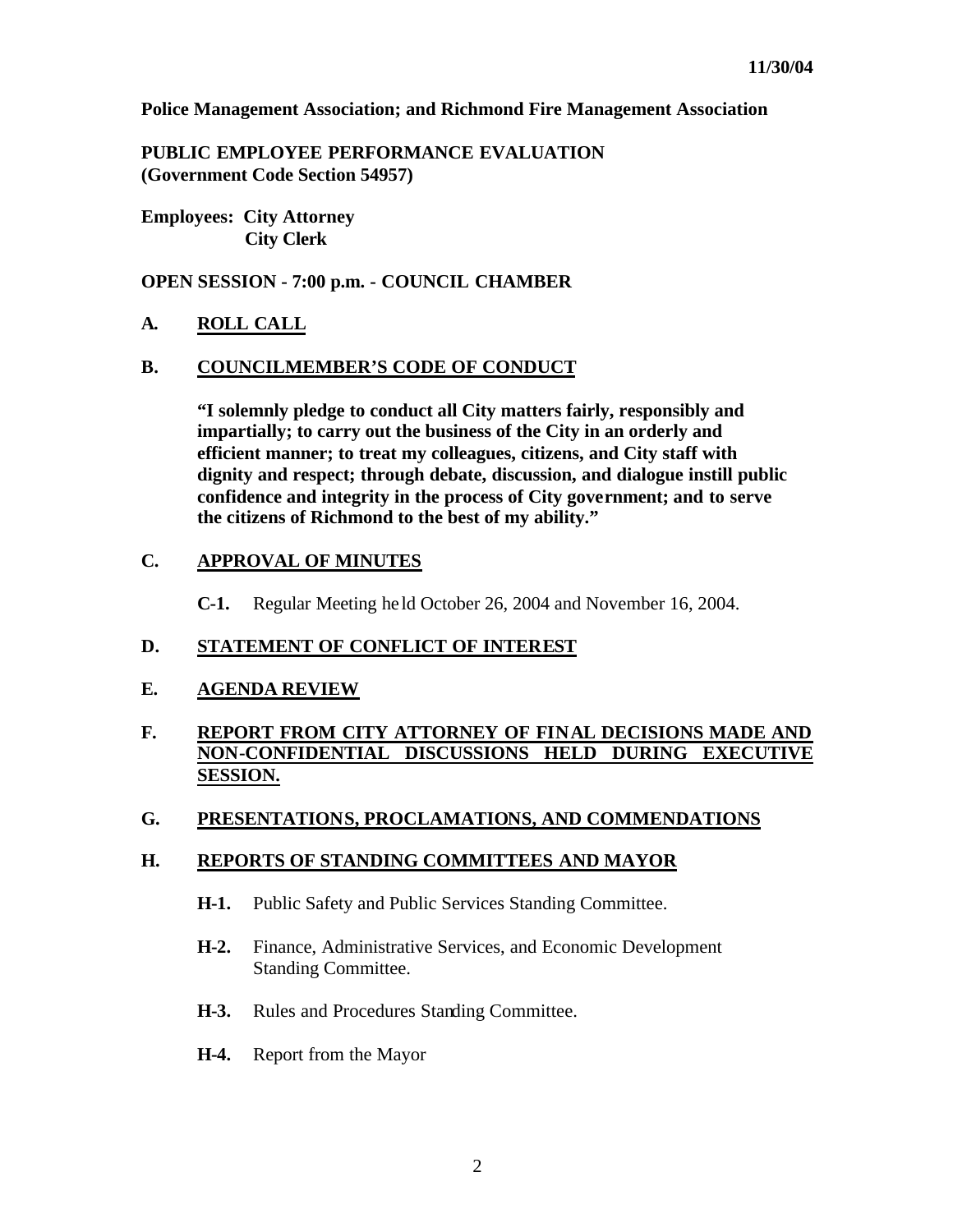**Police Management Association; and Richmond Fire Management Association**

**PUBLIC EMPLOYEE PERFORMANCE EVALUATION (Government Code Section 54957)**

**Employees: City Attorney
City Clerk**

**OPEN SESSION - 7:00 p.m. - COUNCIL CHAMBER**

**A. ROLL CALL**

**B. COUNCILMEMBER'S CODE OF CONDUCT**

**"I solemnly pledge to conduct all City matters fairly, responsibly and impartially; to carry out the business of the City in an orderly and efficient manner; to treat my colleagues, citizens, and City staff with dignity and respect; through debate, discussion, and dialogue instill public confidence and integrity in the process of City government; and to serve the citizens of Richmond to the best of my ability."**

**C. APPROVAL OF MINUTES**

**C-1.** Regular Meeting held October 26, 2004 and November 16, 2004.

**D. STATEMENT OF CONFLICT OF INTEREST**

**E. AGENDA REVIEW**

**F. REPORT FROM CITY ATTORNEY OF FINAL DECISIONS MADE AND NON-CONFIDENTIAL DISCUSSIONS HELD DURING EXECUTIVE SESSION.**

**G. PRESENTATIONS, PROCLAMATIONS, AND COMMENDATIONS**

**H. REPORTS OF STANDING COMMITTEES AND MAYOR**

**H-1.** Public Safety and Public Services Standing Committee.

**H-2.** Finance, Administrative Services, and Economic Development Standing Committee.

**H-3.** Rules and Procedures Standing Committee.

**H-4.** Report from the Mayor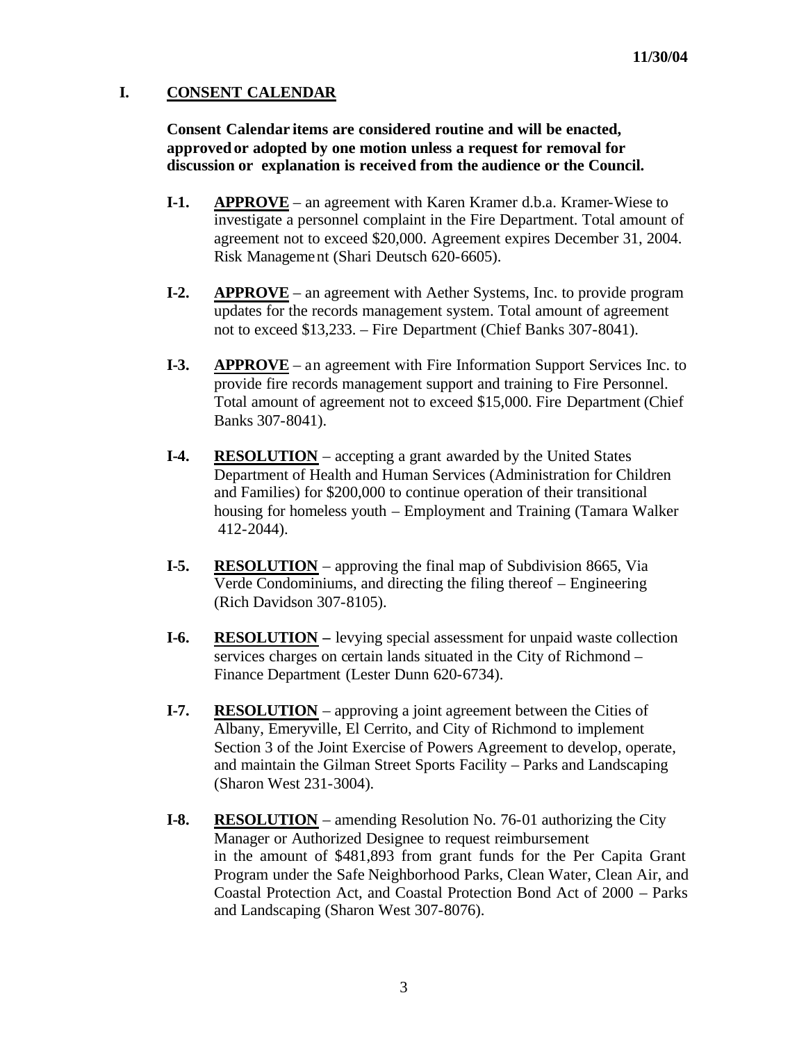11/30/04

## I. CONSENT CALENDAR

**Consent Calendar items are considered routine and will be enacted, approved or adopted by one motion unless a request for removal for discussion or explanation is received from the audience or the Council.**

**I-1.** **APPROVE** – an agreement with Karen Kramer d.b.a. Kramer-Wiese to investigate a personnel complaint in the Fire Department. Total amount of agreement not to exceed $20,000. Agreement expires December 31, 2004. Risk Management (Shari Deutsch 620-6605).

**I-2.** **APPROVE** – an agreement with Aether Systems, Inc. to provide program updates for the records management system. Total amount of agreement not to exceed $13,233. – Fire Department (Chief Banks 307-8041).

**I-3.** **APPROVE** – an agreement with Fire Information Support Services Inc. to provide fire records management support and training to Fire Personnel. Total amount of agreement not to exceed $15,000. Fire Department (Chief Banks 307-8041).

**I-4.** **RESOLUTION** – accepting a grant awarded by the United States Department of Health and Human Services (Administration for Children and Families) for $200,000 to continue operation of their transitional housing for homeless youth – Employment and Training (Tamara Walker 412-2044).

**I-5.** **RESOLUTION** – approving the final map of Subdivision 8665, Via Verde Condominiums, and directing the filing thereof – Engineering (Rich Davidson 307-8105).

**I-6.** **RESOLUTION –** levying special assessment for unpaid waste collection services charges on certain lands situated in the City of Richmond – Finance Department (Lester Dunn 620-6734).

**I-7.** **RESOLUTION** – approving a joint agreement between the Cities of Albany, Emeryville, El Cerrito, and City of Richmond to implement Section 3 of the Joint Exercise of Powers Agreement to develop, operate, and maintain the Gilman Street Sports Facility – Parks and Landscaping (Sharon West 231-3004).

**I-8.** **RESOLUTION** – amending Resolution No. 76-01 authorizing the City Manager or Authorized Designee to request reimbursement in the amount of $481,893 from grant funds for the Per Capita Grant Program under the Safe Neighborhood Parks, Clean Water, Clean Air, and Coastal Protection Act, and Coastal Protection Bond Act of 2000 – Parks and Landscaping (Sharon West 307-8076).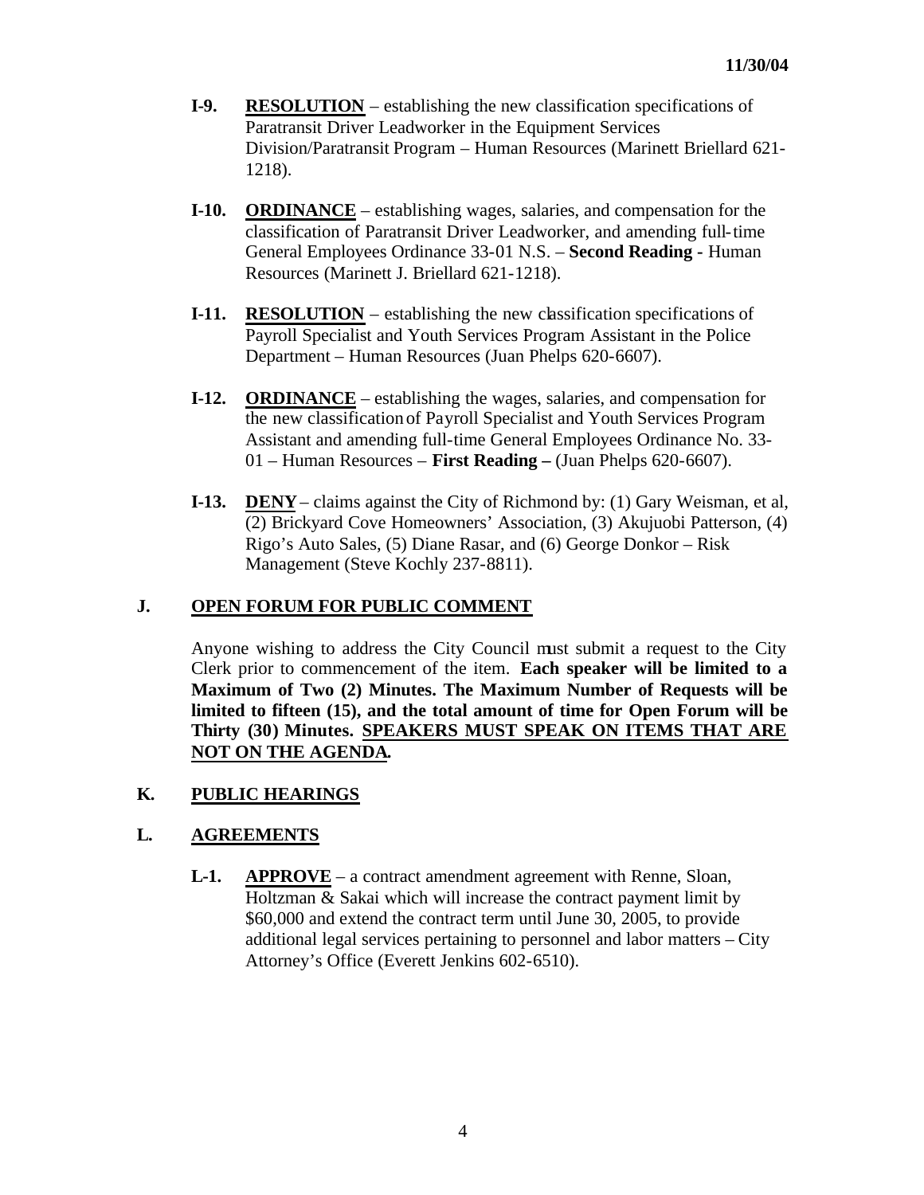- **I-9.** **RESOLUTION** – establishing the new classification specifications of Paratransit Driver Leadworker in the Equipment Services Division/Paratransit Program – Human Resources (Marinett Briellard 621-1218).

- **I-10.** **ORDINANCE** – establishing wages, salaries, and compensation for the classification of Paratransit Driver Leadworker, and amending full-time General Employees Ordinance 33-01 N.S. – **Second Reading -** Human Resources (Marinett J. Briellard 621-1218).

- **I-11.** **RESOLUTION** – establishing the new classification specifications of Payroll Specialist and Youth Services Program Assistant in the Police Department – Human Resources (Juan Phelps 620-6607).

- **I-12.** **ORDINANCE** – establishing the wages, salaries, and compensation for the new classification of Payroll Specialist and Youth Services Program Assistant and amending full-time General Employees Ordinance No. 33-01 – Human Resources – **First Reading –** (Juan Phelps 620-6607).

- **I-13.** **DENY** – claims against the City of Richmond by: (1) Gary Weisman, et al, (2) Brickyard Cove Homeowners' Association, (3) Akujuobi Patterson, (4) Rigo's Auto Sales, (5) Diane Rasar, and (6) George Donkor – Risk Management (Steve Kochly 237-8811).

## J. OPEN FORUM FOR PUBLIC COMMENT

Anyone wishing to address the City Council must submit a request to the City Clerk prior to commencement of the item. **Each speaker will be limited to a Maximum of Two (2) Minutes. The Maximum Number of Requests will be limited to fifteen (15), and the total amount of time for Open Forum will be Thirty (30) Minutes. SPEAKERS MUST SPEAK ON ITEMS THAT ARE NOT ON THE AGENDA.**

## K. PUBLIC HEARINGS

## L. AGREEMENTS

- **L-1.** **APPROVE** – a contract amendment agreement with Renne, Sloan, Holtzman & Sakai which will increase the contract payment limit by $60,000 and extend the contract term until June 30, 2005, to provide additional legal services pertaining to personnel and labor matters – City Attorney's Office (Everett Jenkins 602-6510).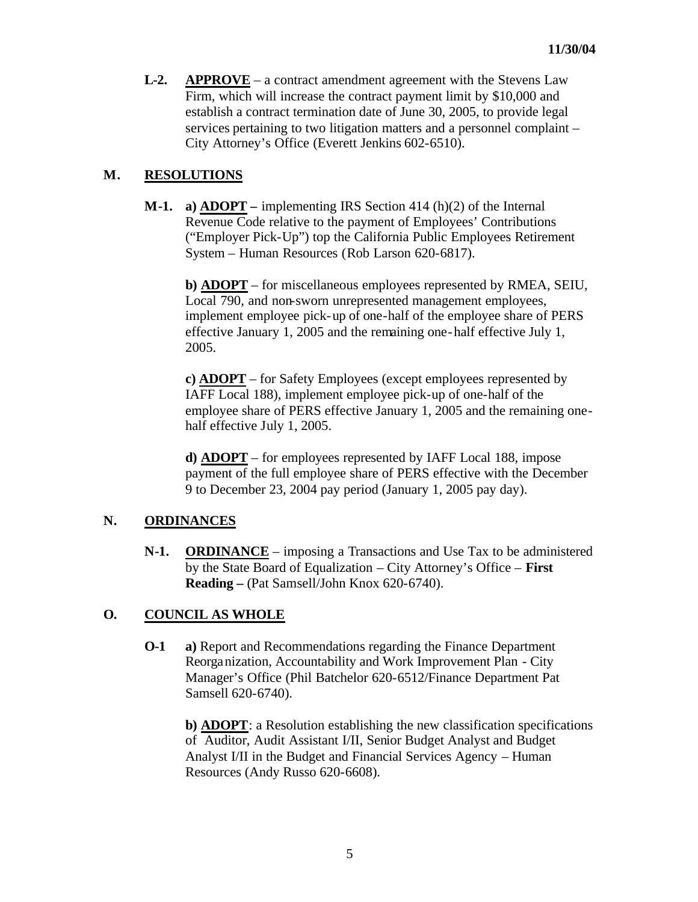**L-2.** **APPROVE** – a contract amendment agreement with the Stevens Law Firm, which will increase the contract payment limit by $10,000 and establish a contract termination date of June 30, 2005, to provide legal services pertaining to two litigation matters and a personnel complaint – City Attorney's Office (Everett Jenkins 602-6510).

## M. RESOLUTIONS

**M-1.** **a) ADOPT –** implementing IRS Section 414 (h)(2) of the Internal Revenue Code relative to the payment of Employees' Contributions ("Employer Pick-Up") top the California Public Employees Retirement System – Human Resources (Rob Larson 620-6817).

**b) ADOPT** – for miscellaneous employees represented by RMEA, SEIU, Local 790, and non-sworn unrepresented management employees, implement employee pick-up of one-half of the employee share of PERS effective January 1, 2005 and the remaining one-half effective July 1, 2005.

**c) ADOPT** – for Safety Employees (except employees represented by IAFF Local 188), implement employee pick-up of one-half of the employee share of PERS effective January 1, 2005 and the remaining one-half effective July 1, 2005.

**d) ADOPT** – for employees represented by IAFF Local 188, impose payment of the full employee share of PERS effective with the December 9 to December 23, 2004 pay period (January 1, 2005 pay day).

## N. ORDINANCES

**N-1.** **ORDINANCE** – imposing a Transactions and Use Tax to be administered by the State Board of Equalization – City Attorney's Office – **First Reading –** (Pat Samsell/John Knox 620-6740).

## O. COUNCIL AS WHOLE

**O-1** **a)** Report and Recommendations regarding the Finance Department Reorganization, Accountability and Work Improvement Plan - City Manager's Office (Phil Batchelor 620-6512/Finance Department Pat Samsell 620-6740).

**b) ADOPT**: a Resolution establishing the new classification specifications of Auditor, Audit Assistant I/II, Senior Budget Analyst and Budget Analyst I/II in the Budget and Financial Services Agency – Human Resources (Andy Russo 620-6608).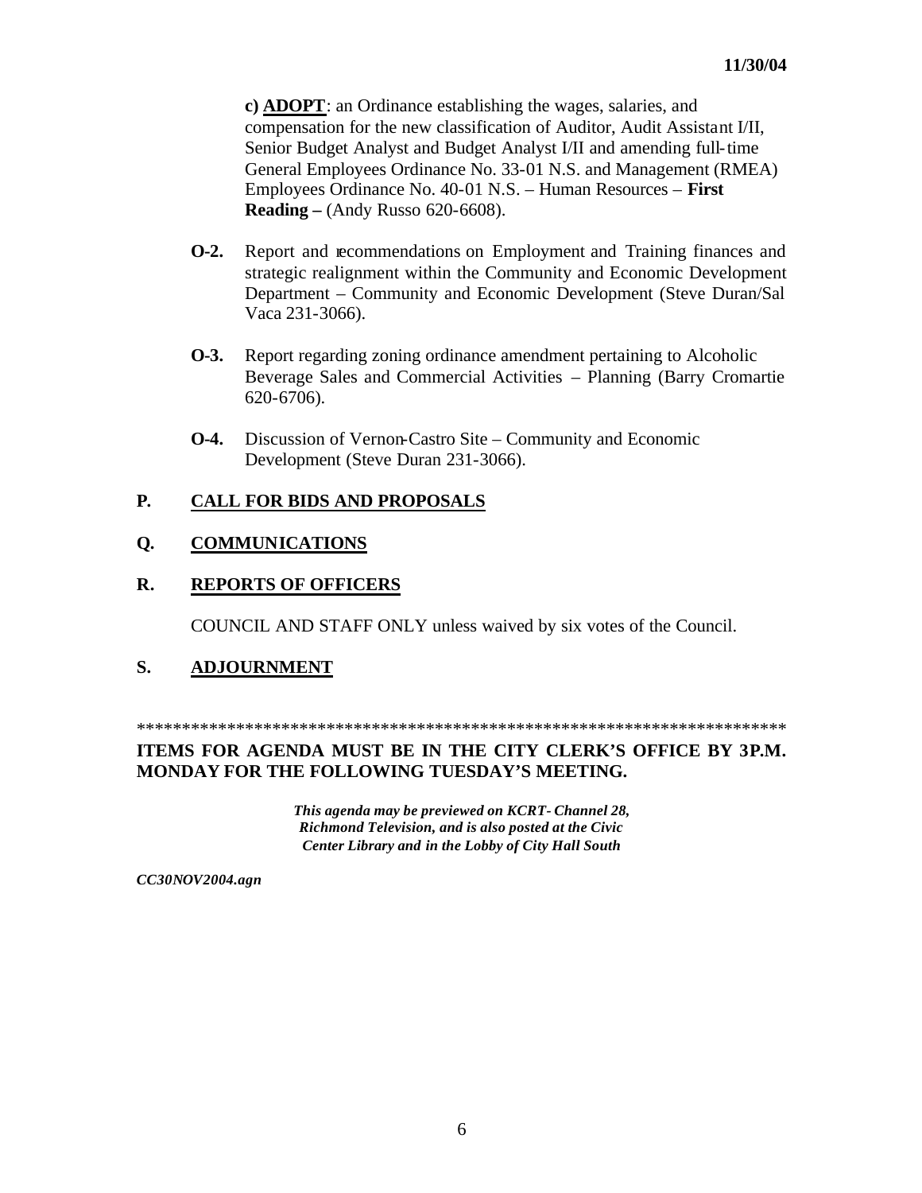c) **ADOPT**: an Ordinance establishing the wages, salaries, and compensation for the new classification of Auditor, Audit Assistant I/II, Senior Budget Analyst and Budget Analyst I/II and amending full-time General Employees Ordinance No. 33-01 N.S. and Management (RMEA) Employees Ordinance No. 40-01 N.S. – Human Resources – **First Reading –** (Andy Russo 620-6608).

**O-2.** Report and recommendations on Employment and Training finances and strategic realignment within the Community and Economic Development Department – Community and Economic Development (Steve Duran/Sal Vaca 231-3066).

**O-3.** Report regarding zoning ordinance amendment pertaining to Alcoholic Beverage Sales and Commercial Activities – Planning (Barry Cromartie 620-6706).

**O-4.** Discussion of Vernon-Castro Site – Community and Economic Development (Steve Duran 231-3066).

**P. CALL FOR BIDS AND PROPOSALS**

**Q. COMMUNICATIONS**

**R. REPORTS OF OFFICERS**

COUNCIL AND STAFF ONLY unless waived by six votes of the Council.

**S. ADJOURNMENT**

*************************************************************************

**ITEMS FOR AGENDA MUST BE IN THE CITY CLERK'S OFFICE BY 3P.M. MONDAY FOR THE FOLLOWING TUESDAY'S MEETING.**

***This agenda may be previewed on KCRT- Channel 28, Richmond Television, and is also posted at the Civic Center Library and in the Lobby of City Hall South***

***CC30NOV2004.agn***